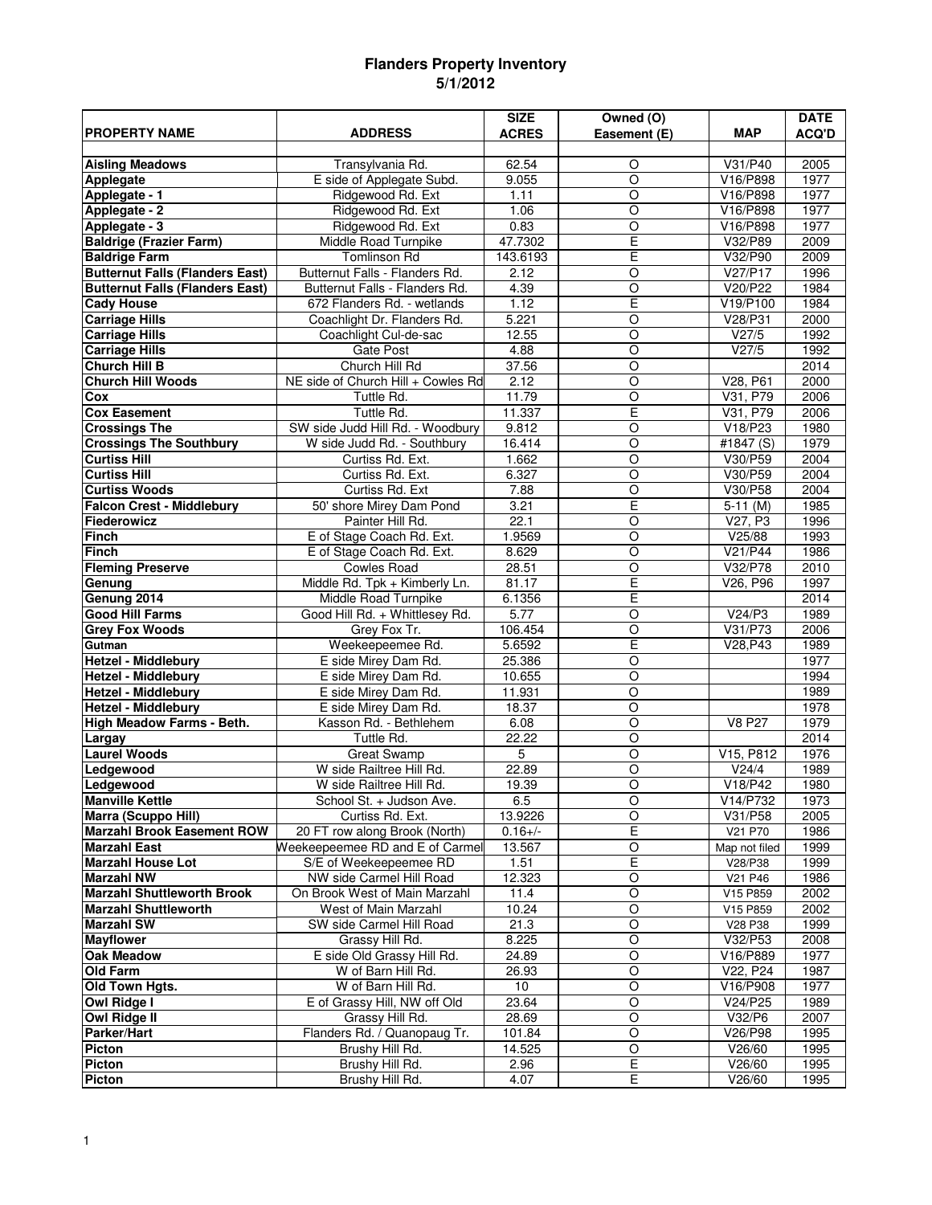# Flanders Property Inventory
## 5/1/2012

| PROPERTY NAME | ADDRESS | SIZE ACRES | Owned (O) Easement (E) | MAP | DATE ACQ'D |
|---|---|---|---|---|---|
| **Aisling Meadows** | Transylvania Rd. | 62.54 | O | V31/P40 | 2005 |
| **Applegate** | E side of Applegate Subd. | 9.055 | O | V16/P898 | 1977 |
| **Applegate - 1** | Ridgewood Rd. Ext | 1.11 | O | V16/P898 | 1977 |
| **Applegate - 2** | Ridgewood Rd. Ext | 1.06 | O | V16/P898 | 1977 |
| **Applegate - 3** | Ridgewood Rd. Ext | 0.83 | O | V16/P898 | 1977 |
| **Baldrige (Frazier Farm)** | Middle Road Turnpike | 47.7302 | E | V32/P89 | 2009 |
| **Baldrige Farm** | Tomlinson Rd | 143.6193 | E | V32/P90 | 2009 |
| **Butternut Falls (Flanders East)** | Butternut Falls - Flanders Rd. | 2.12 | O | V27/P17 | 1996 |
| **Butternut Falls (Flanders East)** | Butternut Falls - Flanders Rd. | 4.39 | O | V20/P22 | 1984 |
| **Cady House** | 672 Flanders Rd. - wetlands | 1.12 | E | V19/P100 | 1984 |
| **Carriage Hills** | Coachlight Dr. Flanders Rd. | 5.221 | O | V28/P31 | 2000 |
| **Carriage Hills** | Coachlight Cul-de-sac | 12.55 | O | V27/5 | 1992 |
| **Carriage Hills** | Gate Post | 4.88 | O | V27/5 | 1992 |
| **Church Hill B** | Church Hill Rd | 37.56 | O | | 2014 |
| **Church Hill Woods** | NE side of Church Hill + Cowles Rd | 2.12 | O | V28, P61 | 2000 |
| **Cox** | Tuttle Rd. | 11.79 | O | V31, P79 | 2006 |
| **Cox Easement** | Tuttle Rd. | 11.337 | E | V31, P79 | 2006 |
| **Crossings The** | SW side Judd Hill Rd. - Woodbury | 9.812 | O | V18/P23 | 1980 |
| **Crossings The Southbury** | W side Judd Rd. - Southbury | 16.414 | O | #1847 (S) | 1979 |
| **Curtiss Hill** | Curtiss Rd. Ext. | 1.662 | O | V30/P59 | 2004 |
| **Curtiss Hill** | Curtiss Rd. Ext. | 6.327 | O | V30/P59 | 2004 |
| **Curtiss Woods** | Curtiss Rd. Ext | 7.88 | O | V30/P58 | 2004 |
| **Falcon Crest - Middlebury** | 50' shore Mirey Dam Pond | 3.21 | E | 5-11 (M) | 1985 |
| **Fiederowicz** | Painter Hill Rd. | 22.1 | O | V27, P3 | 1996 |
| **Finch** | E of Stage Coach Rd. Ext. | 1.9569 | O | V25/88 | 1993 |
| **Finch** | E of Stage Coach Rd. Ext. | 8.629 | O | V21/P44 | 1986 |
| **Fleming Preserve** | Cowles Road | 28.51 | O | V32/P78 | 2010 |
| **Genung** | Middle Rd. Tpk + Kimberly Ln. | 81.17 | E | V26, P96 | 1997 |
| **Genung 2014** | Middle Road Turnpike | 6.1356 | E | | 2014 |
| **Good Hill Farms** | Good Hill Rd. + Whittlesey Rd. | 5.77 | O | V24/P3 | 1989 |
| **Grey Fox Woods** | Grey Fox Tr. | 106.454 | O | V31/P73 | 2006 |
| **Gutman** | Weekeepeemee Rd. | 5.6592 | E | V28,P43 | 1989 |
| **Hetzel - Middlebury** | E side Mirey Dam Rd. | 25.386 | O | | 1977 |
| **Hetzel - Middlebury** | E side Mirey Dam Rd. | 10.655 | O | | 1994 |
| **Hetzel - Middlebury** | E side Mirey Dam Rd. | 11.931 | O | | 1989 |
| **Hetzel - Middlebury** | E side Mirey Dam Rd. | 18.37 | O | | 1978 |
| **High Meadow Farms - Beth.** | Kasson Rd. - Bethlehem | 6.08 | O | V8 P27 | 1979 |
| **Largay** | Tuttle Rd. | 22.22 | O | | 2014 |
| **Laurel Woods** | Great Swamp | 5 | O | V15, P812 | 1976 |
| **Ledgewood** | W side Railtree Hill Rd. | 22.89 | O | V24/4 | 1989 |
| **Ledgewood** | W side Railtree Hill Rd. | 19.39 | O | V18/P42 | 1980 |
| **Manville Kettle** | School St. + Judson Ave. | 6.5 | O | V14/P732 | 1973 |
| **Marra (Scuppo Hill)** | Curtiss Rd. Ext. | 13.9226 | O | V31/P58 | 2005 |
| **Marzahl Brook Easement ROW** | 20 FT row along Brook (North) | 0.16+/- | E | V21 P70 | 1986 |
| **Marzahl East** | Weekeepeemee RD and E of Carmel | 13.567 | O | Map not filed | 1999 |
| **Marzahl House Lot** | S/E of Weekeepeemee RD | 1.51 | E | V28/P38 | 1999 |
| **Marzahl NW** | NW side Carmel Hill Road | 12.323 | O | V21 P46 | 1986 |
| **Marzahl Shuttleworth Brook** | On Brook West of Main Marzahl | 11.4 | O | V15 P859 | 2002 |
| **Marzahl Shuttleworth** | West of Main Marzahl | 10.24 | O | V15 P859 | 2002 |
| **Marzahl SW** | SW side Carmel Hill Road | 21.3 | O | V28 P38 | 1999 |
| **Mayflower** | Grassy Hill Rd. | 8.225 | O | V32/P53 | 2008 |
| **Oak Meadow** | E side Old Grassy Hill Rd. | 24.89 | O | V16/P889 | 1977 |
| **Old Farm** | W of Barn Hill Rd. | 26.93 | O | V22, P24 | 1987 |
| **Old Town Hgts.** | W of Barn Hill Rd. | 10 | O | V16/P908 | 1977 |
| **Owl Ridge I** | E of Grassy Hill, NW off Old | 23.64 | O | V24/P25 | 1989 |
| **Owl Ridge II** | Grassy Hill Rd. | 28.69 | O | V32/P6 | 2007 |
| **Parker/Hart** | Flanders Rd. / Quanopaug Tr. | 101.84 | O | V26/P98 | 1995 |
| **Picton** | Brushy Hill Rd. | 14.525 | O | V26/60 | 1995 |
| **Picton** | Brushy Hill Rd. | 2.96 | E | V26/60 | 1995 |
| **Picton** | Brushy Hill Rd. | 4.07 | E | V26/60 | 1995 |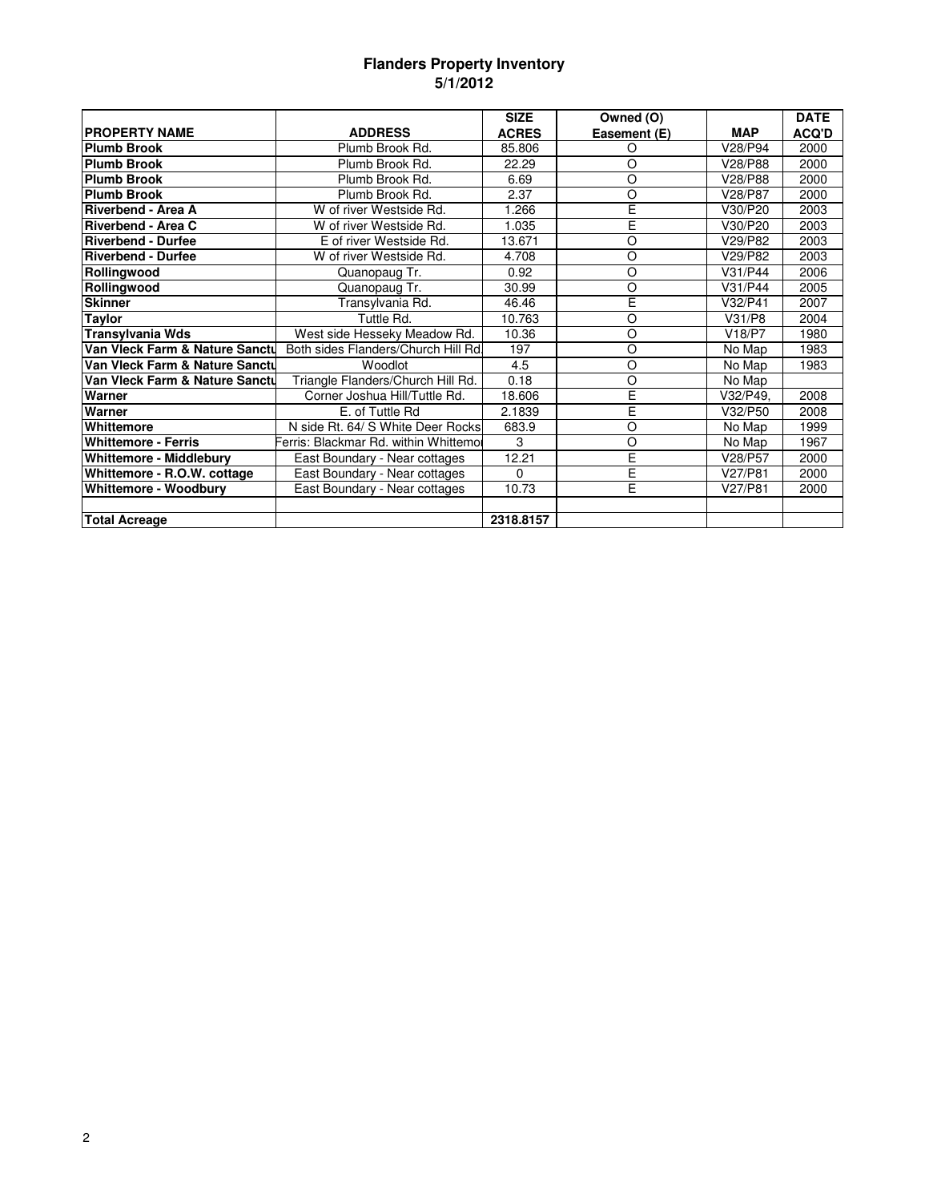# Flanders Property Inventory

## 5/1/2012

| PROPERTY NAME | ADDRESS | SIZE ACRES | Owned (O) Easement (E) | MAP | DATE ACQ'D |
|---|---|---|---|---|---|
| Plumb Brook | Plumb Brook Rd. | 85.806 | O | V28/P94 | 2000 |
| Plumb Brook | Plumb Brook Rd. | 22.29 | O | V28/P88 | 2000 |
| Plumb Brook | Plumb Brook Rd. | 6.69 | O | V28/P88 | 2000 |
| Plumb Brook | Plumb Brook Rd. | 2.37 | O | V28/P87 | 2000 |
| Riverbend - Area A | W of river Westside Rd. | 1.266 | E | V30/P20 | 2003 |
| Riverbend - Area C | W of river Westside Rd. | 1.035 | E | V30/P20 | 2003 |
| Riverbend - Durfee | E of river Westside Rd. | 13.671 | O | V29/P82 | 2003 |
| Riverbend - Durfee | W of river Westside Rd. | 4.708 | O | V29/P82 | 2003 |
| Rollingwood | Quanopaug Tr. | 0.92 | O | V31/P44 | 2006 |
| Rollingwood | Quanopaug Tr. | 30.99 | O | V31/P44 | 2005 |
| Skinner | Transylvania Rd. | 46.46 | E | V32/P41 | 2007 |
| Taylor | Tuttle Rd. | 10.763 | O | V31/P8 | 2004 |
| Transylvania Wds | West side Hesseky Meadow Rd. | 10.36 | O | V18/P7 | 1980 |
| Van Vleck Farm & Nature Sanctu | Both sides Flanders/Church Hill Rd. | 197 | O | No Map | 1983 |
| Van Vleck Farm & Nature Sanctu | Woodlot | 4.5 | O | No Map | 1983 |
| Van Vleck Farm & Nature Sanctu | Triangle Flanders/Church Hill Rd. | 0.18 | O | No Map | |
| Warner | Corner Joshua Hill/Tuttle Rd. | 18.606 | E | V32/P49, | 2008 |
| Warner | E. of Tuttle Rd | 2.1839 | E | V32/P50 | 2008 |
| Whittemore | N side Rt. 64/ S White Deer Rocks | 683.9 | O | No Map | 1999 |
| Whittemore - Ferris | Ferris: Blackmar Rd. within Whittemo | 3 | O | No Map | 1967 |
| Whittemore - Middlebury | East Boundary - Near cottages | 12.21 | E | V28/P57 | 2000 |
| Whittemore - R.O.W. cottage | East Boundary - Near cottages | 0 | E | V27/P81 | 2000 |
| Whittemore - Woodbury | East Boundary - Near cottages | 10.73 | E | V27/P81 | 2000 |
| | | | | | |
| Total Acreage | | 2318.8157 | | | |